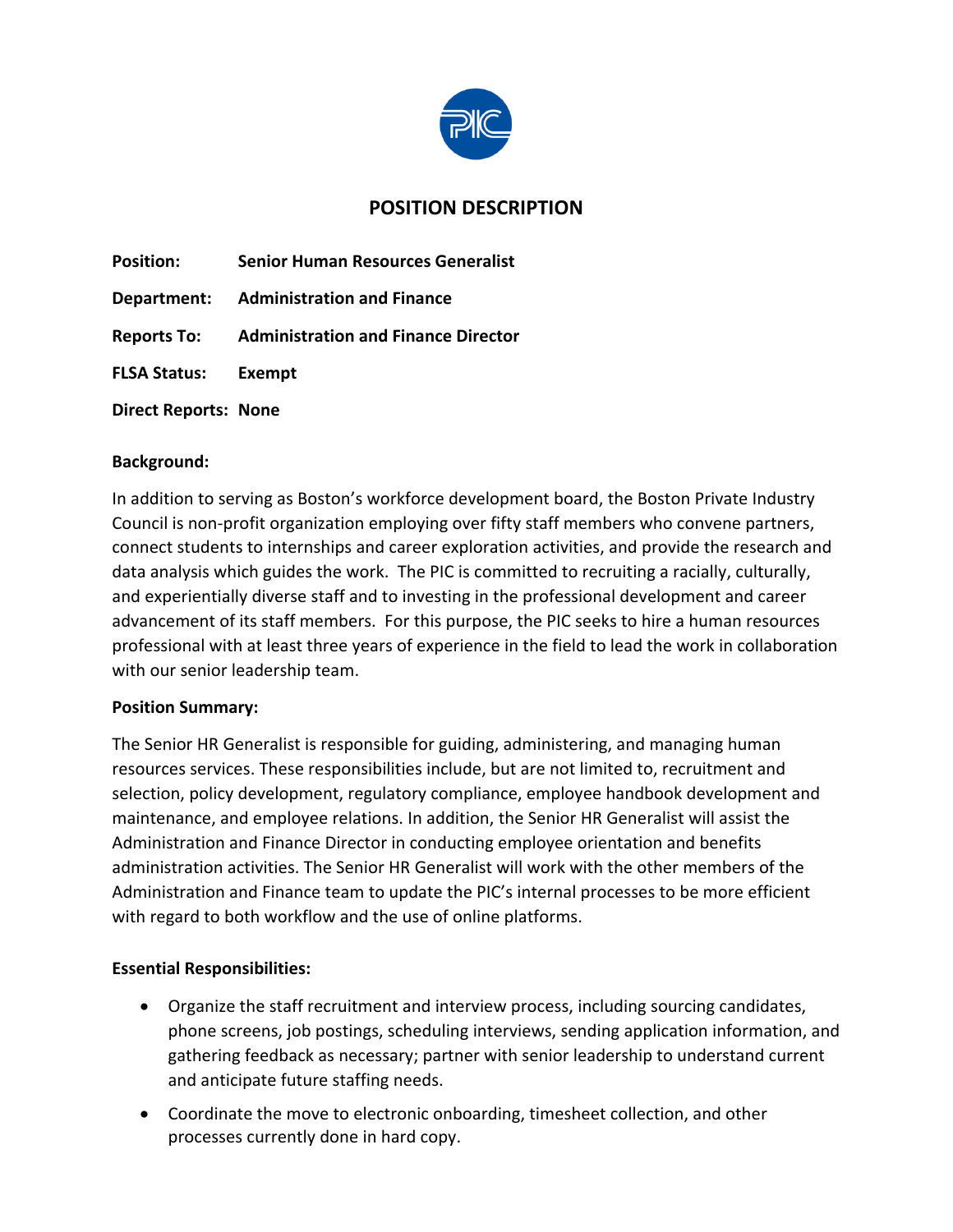# POSITION DESCRIPTION

**Position:** **Senior Human Resources Generalist**

**Department:** **Administration and Finance**

**Reports To:** **Administration and Finance Director**

**FLSA Status:** **Exempt**

**Direct Reports:** **None**

**Background:**

In addition to serving as Boston's workforce development board, the Boston Private Industry Council is non-profit organization employing over fifty staff members who convene partners, connect students to internships and career exploration activities, and provide the research and data analysis which guides the work. The PIC is committed to recruiting a racially, culturally, and experientially diverse staff and to investing in the professional development and career advancement of its staff members. For this purpose, the PIC seeks to hire a human resources professional with at least three years of experience in the field to lead the work in collaboration with our senior leadership team.

**Position Summary:**

The Senior HR Generalist is responsible for guiding, administering, and managing human resources services. These responsibilities include, but are not limited to, recruitment and selection, policy development, regulatory compliance, employee handbook development and maintenance, and employee relations. In addition, the Senior HR Generalist will assist the Administration and Finance Director in conducting employee orientation and benefits administration activities. The Senior HR Generalist will work with the other members of the Administration and Finance team to update the PIC's internal processes to be more efficient with regard to both workflow and the use of online platforms.

**Essential Responsibilities:**

- Organize the staff recruitment and interview process, including sourcing candidates, phone screens, job postings, scheduling interviews, sending application information, and gathering feedback as necessary; partner with senior leadership to understand current and anticipate future staffing needs.
- Coordinate the move to electronic onboarding, timesheet collection, and other processes currently done in hard copy.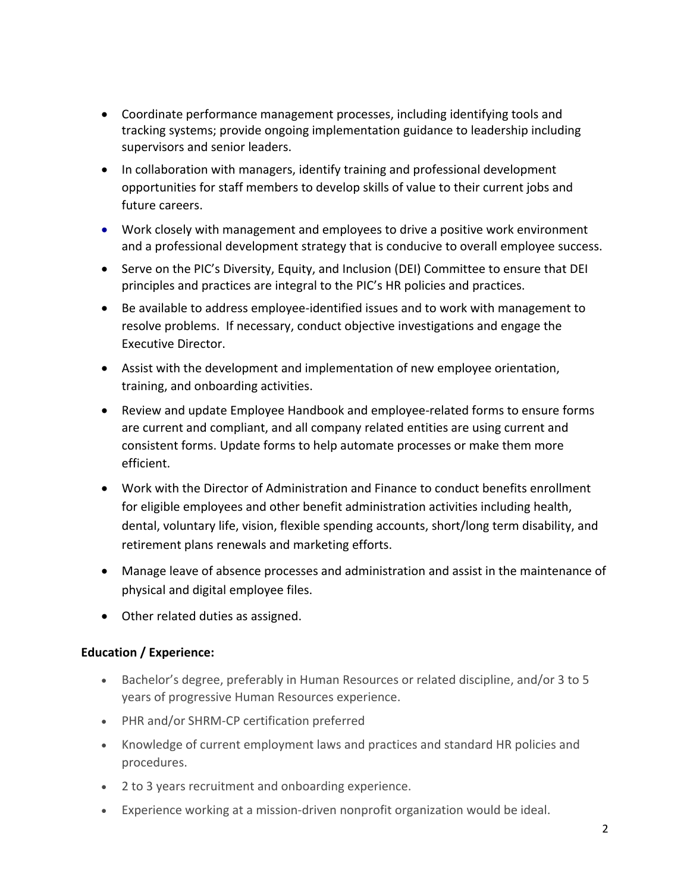- Coordinate performance management processes, including identifying tools and tracking systems; provide ongoing implementation guidance to leadership including supervisors and senior leaders.
- In collaboration with managers, identify training and professional development opportunities for staff members to develop skills of value to their current jobs and future careers.
- Work closely with management and employees to drive a positive work environment and a professional development strategy that is conducive to overall employee success.
- Serve on the PIC's Diversity, Equity, and Inclusion (DEI) Committee to ensure that DEI principles and practices are integral to the PIC's HR policies and practices.
- Be available to address employee-identified issues and to work with management to resolve problems. If necessary, conduct objective investigations and engage the Executive Director.
- Assist with the development and implementation of new employee orientation, training, and onboarding activities.
- Review and update Employee Handbook and employee-related forms to ensure forms are current and compliant, and all company related entities are using current and consistent forms. Update forms to help automate processes or make them more efficient.
- Work with the Director of Administration and Finance to conduct benefits enrollment for eligible employees and other benefit administration activities including health, dental, voluntary life, vision, flexible spending accounts, short/long term disability, and retirement plans renewals and marketing efforts.
- Manage leave of absence processes and administration and assist in the maintenance of physical and digital employee files.
- Other related duties as assigned.

**Education / Experience:**

- Bachelor's degree, preferably in Human Resources or related discipline, and/or 3 to 5 years of progressive Human Resources experience.
- PHR and/or SHRM-CP certification preferred
- Knowledge of current employment laws and practices and standard HR policies and procedures.
- 2 to 3 years recruitment and onboarding experience.
- Experience working at a mission-driven nonprofit organization would be ideal.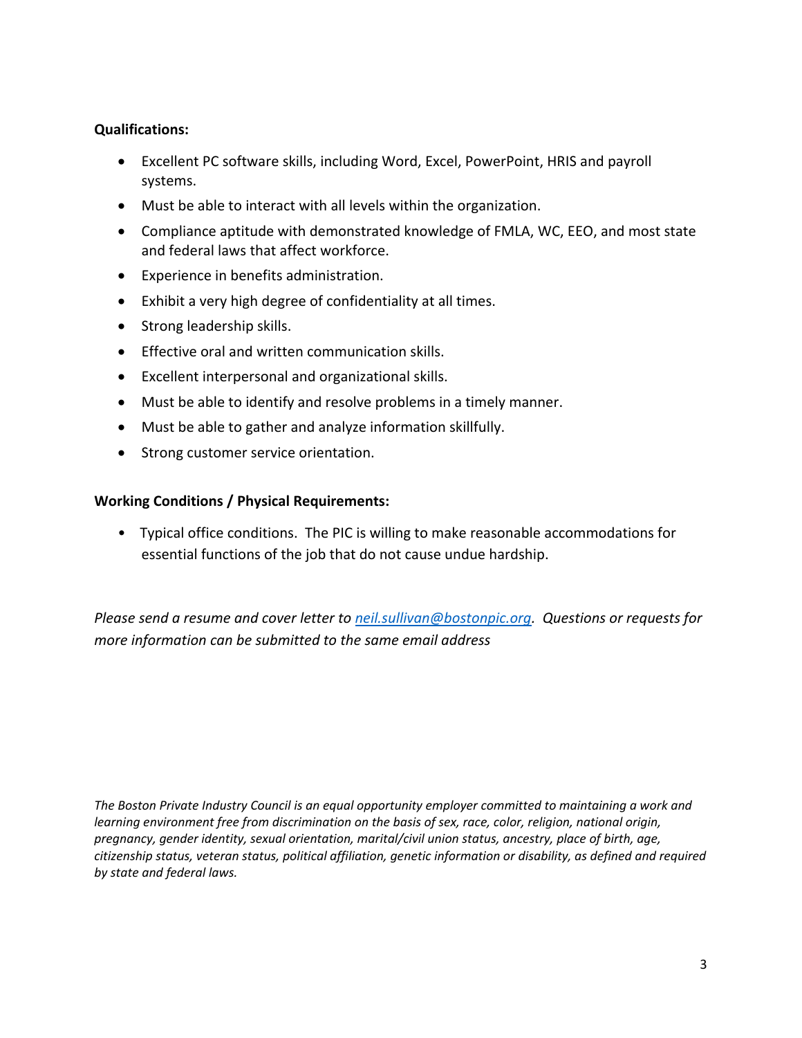**Qualifications:**

- Excellent PC software skills, including Word, Excel, PowerPoint, HRIS and payroll systems.
- Must be able to interact with all levels within the organization.
- Compliance aptitude with demonstrated knowledge of FMLA, WC, EEO, and most state and federal laws that affect workforce.
- Experience in benefits administration.
- Exhibit a very high degree of confidentiality at all times.
- Strong leadership skills.
- Effective oral and written communication skills.
- Excellent interpersonal and organizational skills.
- Must be able to identify and resolve problems in a timely manner.
- Must be able to gather and analyze information skillfully.
- Strong customer service orientation.

**Working Conditions / Physical Requirements:**

- Typical office conditions. The PIC is willing to make reasonable accommodations for essential functions of the job that do not cause undue hardship.

*Please send a resume and cover letter to [neil.sullivan@bostonpic.org](mailto:neil.sullivan@bostonpic.org). Questions or requests for more information can be submitted to the same email address*

*The Boston Private Industry Council is an equal opportunity employer committed to maintaining a work and learning environment free from discrimination on the basis of sex, race, color, religion, national origin, pregnancy, gender identity, sexual orientation, marital/civil union status, ancestry, place of birth, age, citizenship status, veteran status, political affiliation, genetic information or disability, as defined and required by state and federal laws.*